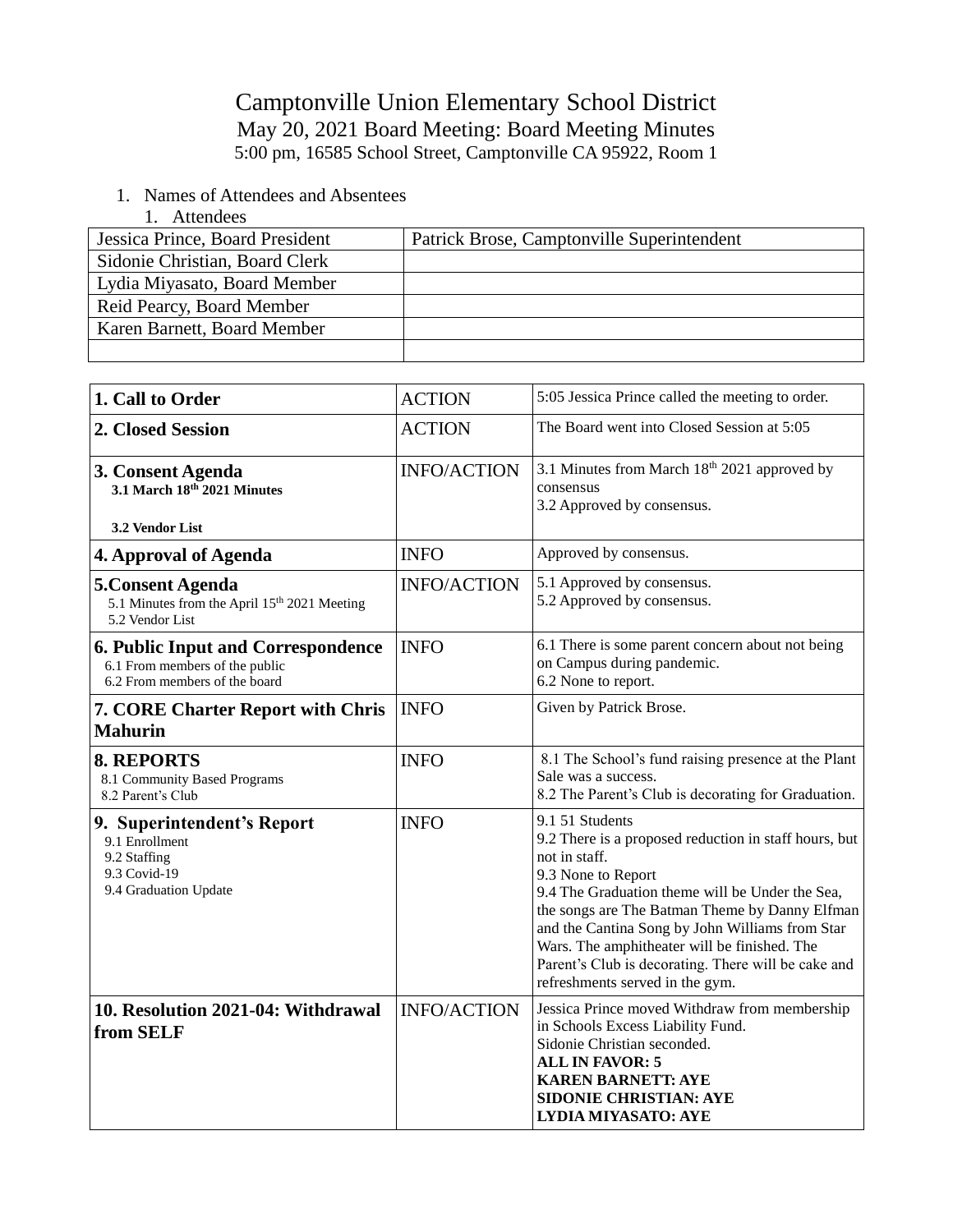# Camptonville Union Elementary School District

## May 20, 2021 Board Meeting: Board Meeting Minutes

5:00 pm, 16585 School Street, Camptonville CA 95922, Room 1

1. Names of Attendees and Absentees
   1. Attendees

| Jessica Prince, Board President | Patrick Brose, Camptonville Superintendent |
|---|---|
| Sidonie Christian, Board Clerk | |
| Lydia Miyasato, Board Member | |
| Reid Pearcy, Board Member | |
| Karen Barnett, Board Member | |
| | |

| Item | Type | Notes |
|---|---|---|
| **1. Call to Order** | ACTION | 5:05 Jessica Prince called the meeting to order. |
| **2. Closed Session** | ACTION | The Board went into Closed Session at 5:05 |
| **3. Consent Agenda**<br>**3.1 March 18th 2021 Minutes**<br>**3.2 Vendor List** | INFO/ACTION | 3.1 Minutes from March 18th 2021 approved by consensus<br>3.2 Approved by consensus. |
| **4. Approval of Agenda** | INFO | Approved by consensus. |
| **5.Consent Agenda**<br>5.1 Minutes from the April 15th 2021 Meeting<br>5.2 Vendor List | INFO/ACTION | 5.1 Approved by consensus.<br>5.2 Approved by consensus. |
| **6. Public Input and Correspondence**<br>6.1 From members of the public<br>6.2 From members of the board | INFO | 6.1 There is some parent concern about not being on Campus during pandemic.<br>6.2 None to report. |
| **7. CORE Charter Report with Chris Mahurin** | INFO | Given by Patrick Brose. |
| **8. REPORTS**<br>8.1 Community Based Programs<br>8.2 Parent's Club | INFO | 8.1 The School's fund raising presence at the Plant Sale was a success.<br>8.2 The Parent's Club is decorating for Graduation. |
| **9. Superintendent's Report**<br>9.1 Enrollment<br>9.2 Staffing<br>9.3 Covid-19<br>9.4 Graduation Update | INFO | 9.1 51 Students<br>9.2 There is a proposed reduction in staff hours, but not in staff.<br>9.3 None to Report<br>9.4 The Graduation theme will be Under the Sea, the songs are The Batman Theme by Danny Elfman and the Cantina Song by John Williams from Star Wars. The amphitheater will be finished. The Parent's Club is decorating. There will be cake and refreshments served in the gym. |
| **10. Resolution 2021-04: Withdrawal from SELF** | INFO/ACTION | Jessica Prince moved Withdraw from membership in Schools Excess Liability Fund.<br>Sidonie Christian seconded.<br>**ALL IN FAVOR: 5**<br>**KAREN BARNETT: AYE**<br>**SIDONIE CHRISTIAN: AYE**<br>**LYDIA MIYASATO: AYE** |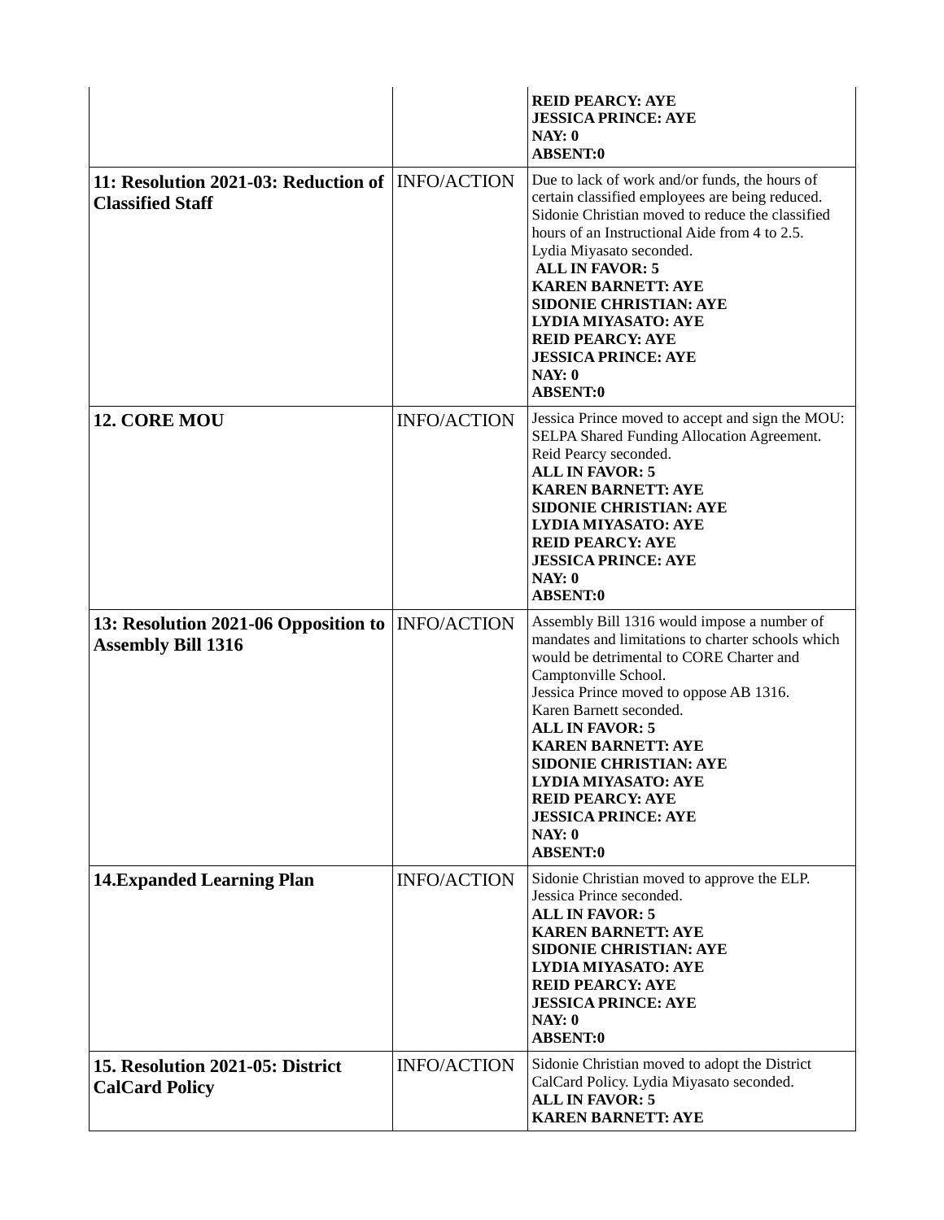| | | |
|---|---|---|
| | | **REID PEARCY: AYE**<br>**JESSICA PRINCE: AYE**<br>**NAY: 0**<br>**ABSENT:0** |
| **11: Resolution 2021-03: Reduction of Classified Staff** | INFO/ACTION | Due to lack of work and/or funds, the hours of certain classified employees are being reduced. Sidonie Christian moved to reduce the classified hours of an Instructional Aide from 4 to 2.5. Lydia Miyasato seconded.<br>**ALL IN FAVOR: 5**<br>**KAREN BARNETT: AYE**<br>**SIDONIE CHRISTIAN: AYE**<br>**LYDIA MIYASATO: AYE**<br>**REID PEARCY: AYE**<br>**JESSICA PRINCE: AYE**<br>**NAY: 0**<br>**ABSENT:0** |
| **12. CORE MOU** | INFO/ACTION | Jessica Prince moved to accept and sign the MOU: SELPA Shared Funding Allocation Agreement. Reid Pearcy seconded.<br>**ALL IN FAVOR: 5**<br>**KAREN BARNETT: AYE**<br>**SIDONIE CHRISTIAN: AYE**<br>**LYDIA MIYASATO: AYE**<br>**REID PEARCY: AYE**<br>**JESSICA PRINCE: AYE**<br>**NAY: 0**<br>**ABSENT:0** |
| **13: Resolution 2021-06 Opposition to Assembly Bill 1316** | INFO/ACTION | Assembly Bill 1316 would impose a number of mandates and limitations to charter schools which would be detrimental to CORE Charter and Camptonville School.<br>Jessica Prince moved to oppose AB 1316.<br>Karen Barnett seconded.<br>**ALL IN FAVOR: 5**<br>**KAREN BARNETT: AYE**<br>**SIDONIE CHRISTIAN: AYE**<br>**LYDIA MIYASATO: AYE**<br>**REID PEARCY: AYE**<br>**JESSICA PRINCE: AYE**<br>**NAY: 0**<br>**ABSENT:0** |
| **14.Expanded Learning Plan** | INFO/ACTION | Sidonie Christian moved to approve the ELP. Jessica Prince seconded.<br>**ALL IN FAVOR: 5**<br>**KAREN BARNETT: AYE**<br>**SIDONIE CHRISTIAN: AYE**<br>**LYDIA MIYASATO: AYE**<br>**REID PEARCY: AYE**<br>**JESSICA PRINCE: AYE**<br>**NAY: 0**<br>**ABSENT:0** |
| **15. Resolution 2021-05: District CalCard Policy** | INFO/ACTION | Sidonie Christian moved to adopt the District CalCard Policy. Lydia Miyasato seconded.<br>**ALL IN FAVOR: 5**<br>**KAREN BARNETT: AYE** |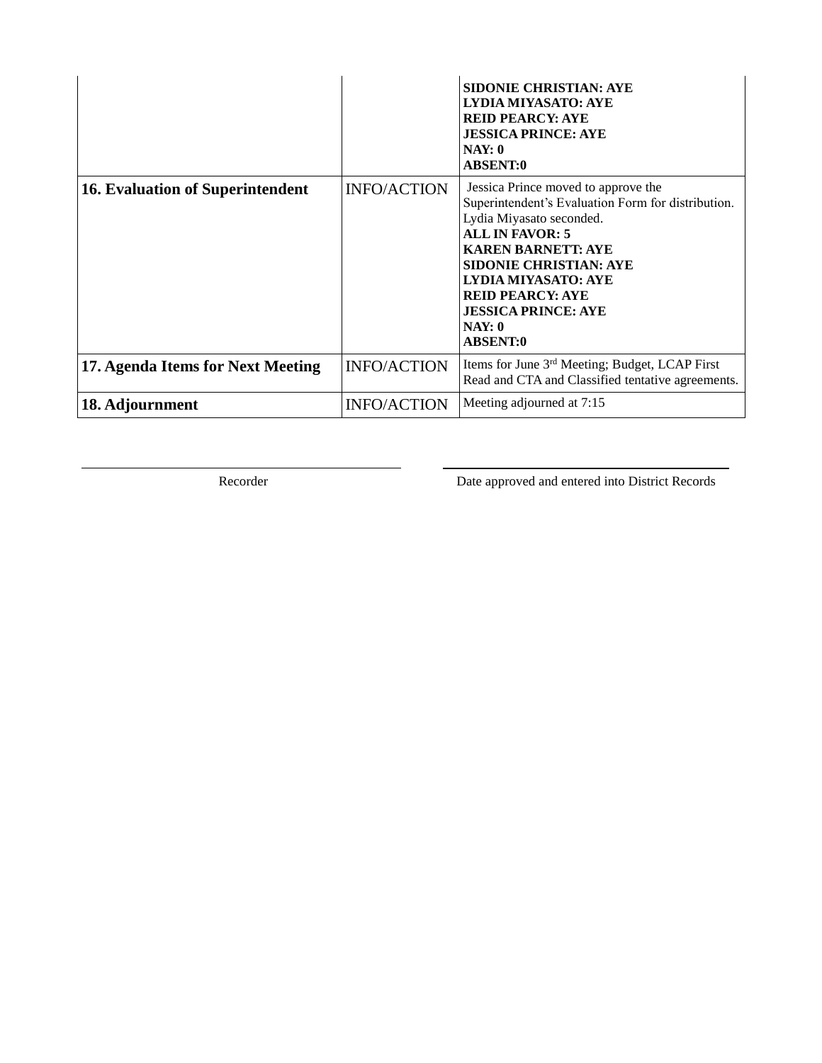| | | |
|---|---|---|
| | | **SIDONIE CHRISTIAN: AYE**<br>**LYDIA MIYASATO: AYE**<br>**REID PEARCY: AYE**<br>**JESSICA PRINCE: AYE**<br>**NAY: 0**<br>**ABSENT:0** |
| **16. Evaluation of Superintendent** | INFO/ACTION | Jessica Prince moved to approve the Superintendent's Evaluation Form for distribution. Lydia Miyasato seconded.<br>**ALL IN FAVOR: 5**<br>**KAREN BARNETT: AYE**<br>**SIDONIE CHRISTIAN: AYE**<br>**LYDIA MIYASATO: AYE**<br>**REID PEARCY: AYE**<br>**JESSICA PRINCE: AYE**<br>**NAY: 0**<br>**ABSENT:0** |
| **17. Agenda Items for Next Meeting** | INFO/ACTION | Items for June 3rd Meeting; Budget, LCAP First Read and CTA and Classified tentative agreements. |
| **18. Adjournment** | INFO/ACTION | Meeting adjourned at 7:15 |

\_\_\_\_\_\_\_\_\_\_\_\_\_\_\_\_\_\_\_\_\_\_\_\_\_\_\_\_\_\_\_\_\_\_\_\_ Recorder

\_\_\_\_\_\_\_\_\_\_\_\_\_\_\_\_\_\_\_\_\_\_\_\_\_\_\_\_\_\_\_\_\_\_\_\_ Date approved and entered into District Records